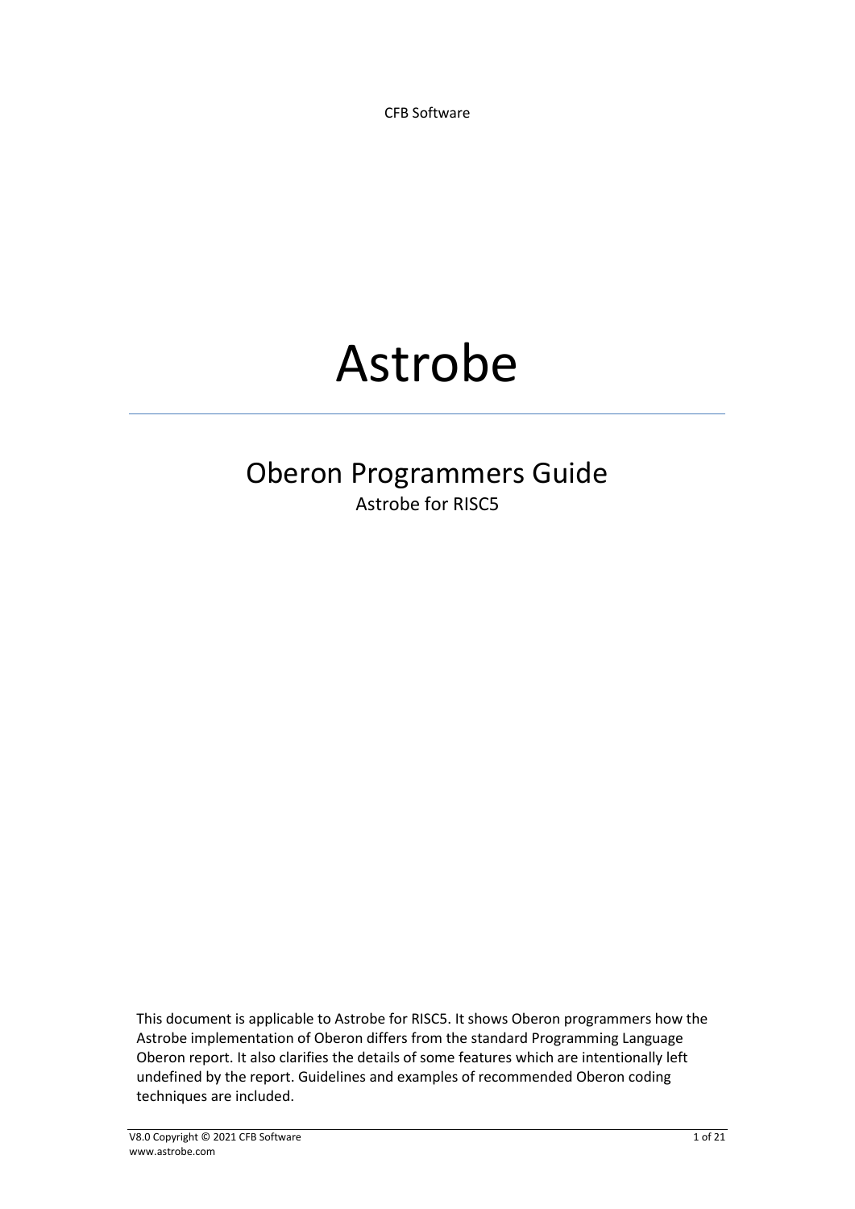CFB Software

# Astrobe

## Oberon Programmers Guide

Astrobe for RISC5

This document is applicable to Astrobe for RISC5. It shows Oberon programmers how the Astrobe implementation of Oberon differs from the standard Programming Language Oberon report. It also clarifies the details of some features which are intentionally left undefined by the report. Guidelines and examples of recommended Oberon coding techniques are included.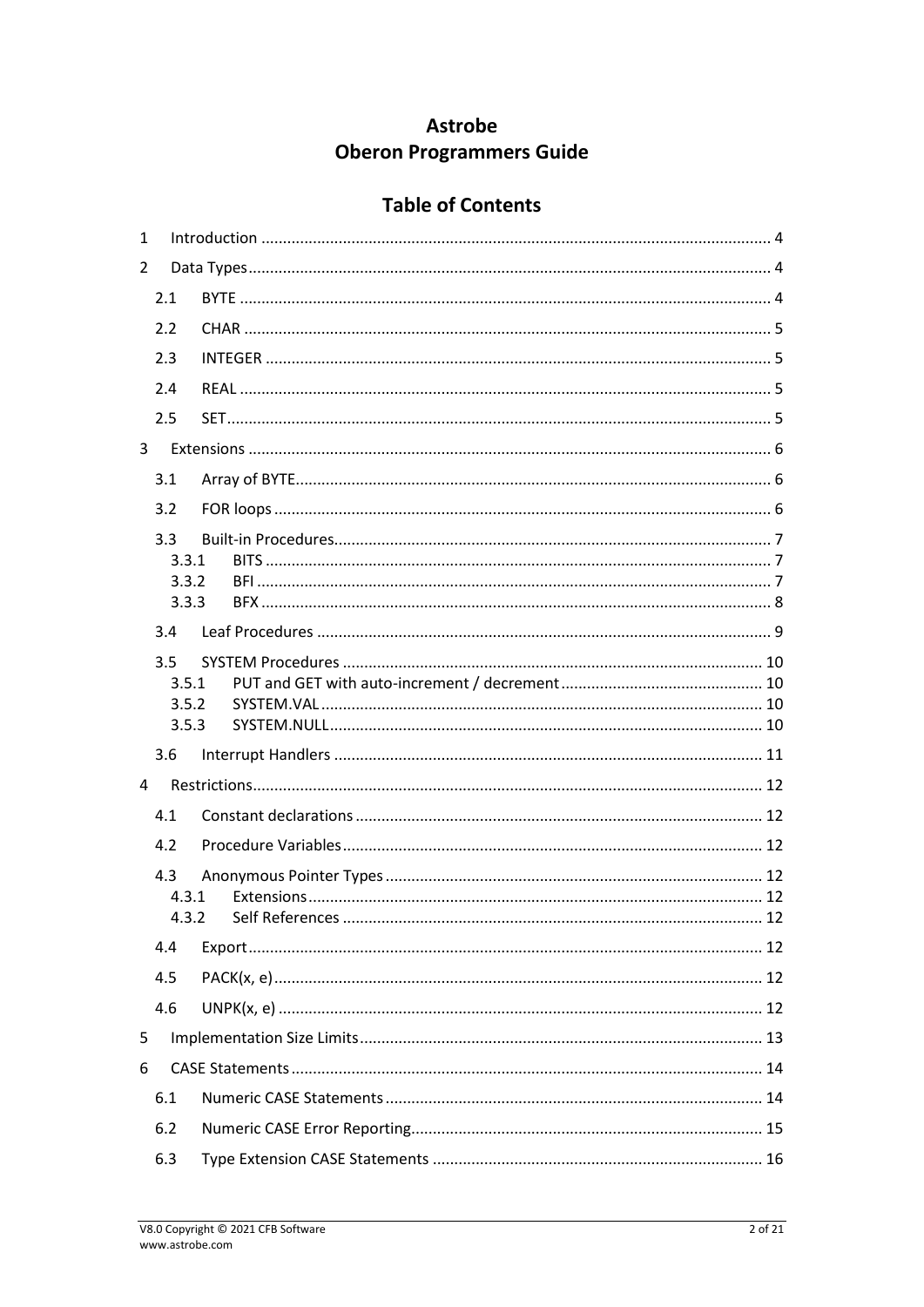# Astrobe
# Oberon Programmers Guide

## Table of Contents

- 1 Introduction ..................... 4
- 2 Data Types ..................... 4
  - 2.1 BYTE ..................... 4
  - 2.2 CHAR ..................... 5
  - 2.3 INTEGER ..................... 5
  - 2.4 REAL ..................... 5
  - 2.5 SET ..................... 5
- 3 Extensions ..................... 6
  - 3.1 Array of BYTE ..................... 6
  - 3.2 FOR loops ..................... 6
  - 3.3 Built-in Procedures ..................... 7
    - 3.3.1 BITS ..................... 7
    - 3.3.2 BFI ..................... 7
    - 3.3.3 BFX ..................... 8
  - 3.4 Leaf Procedures ..................... 9
  - 3.5 SYSTEM Procedures ..................... 10
    - 3.5.1 PUT and GET with auto-increment / decrement ..................... 10
    - 3.5.2 SYSTEM.VAL ..................... 10
    - 3.5.3 SYSTEM.NULL ..................... 10
  - 3.6 Interrupt Handlers ..................... 11
- 4 Restrictions ..................... 12
  - 4.1 Constant declarations ..................... 12
  - 4.2 Procedure Variables ..................... 12
  - 4.3 Anonymous Pointer Types ..................... 12
    - 4.3.1 Extensions ..................... 12
    - 4.3.2 Self References ..................... 12
  - 4.4 Export ..................... 12
  - 4.5 PACK(x, e) ..................... 12
  - 4.6 UNPK(x, e) ..................... 12
- 5 Implementation Size Limits ..................... 13
- 6 CASE Statements ..................... 14
  - 6.1 Numeric CASE Statements ..................... 14
  - 6.2 Numeric CASE Error Reporting ..................... 15
  - 6.3 Type Extension CASE Statements ..................... 16

V8.0 Copyright © 2021 CFB Software
www.astrobe.com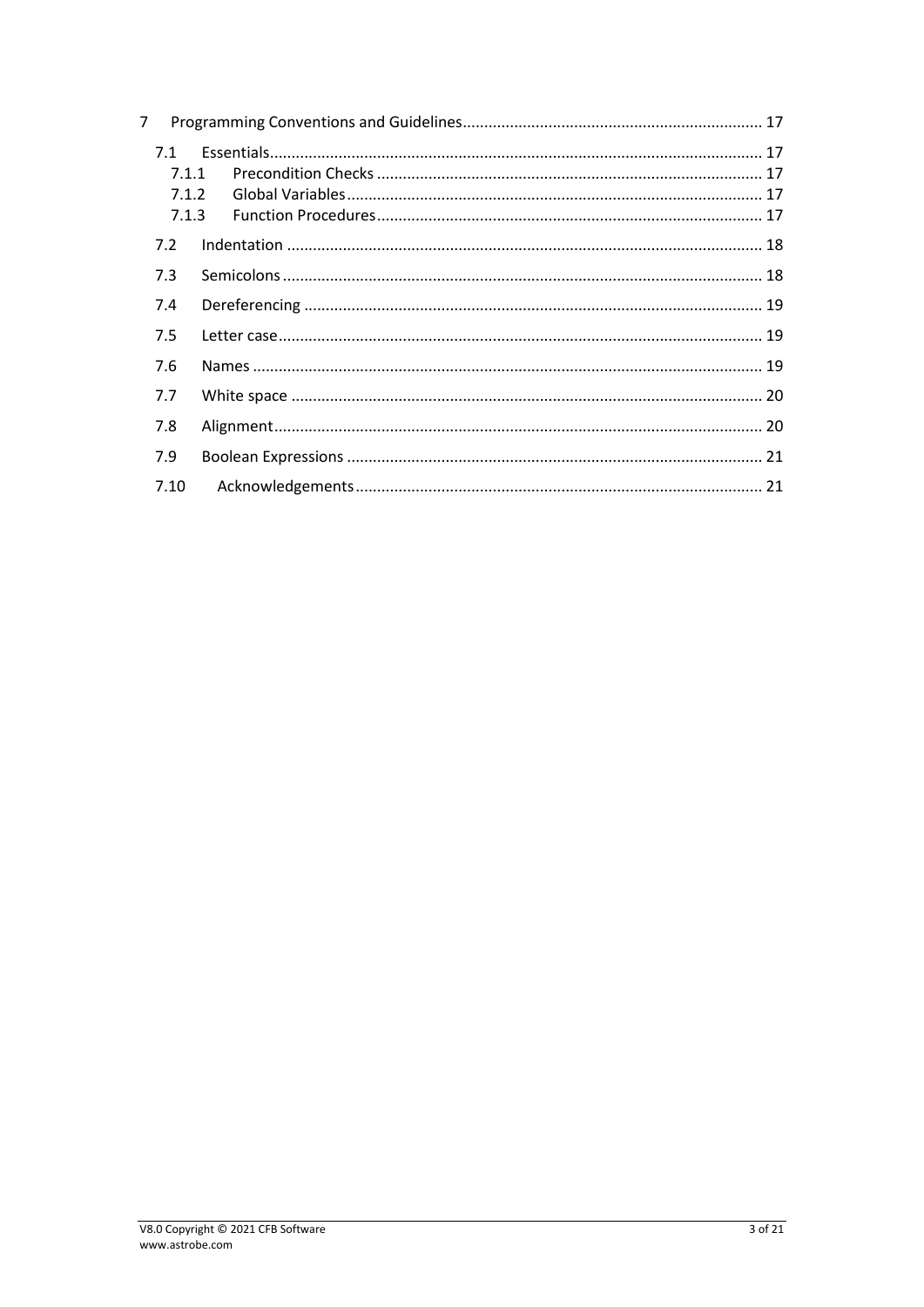7 Programming Conventions and Guidelines ..................................................................... 17

- 7.1 Essentials ................................................................................................................. 17
  - 7.1.1 Precondition Checks ........................................................................................ 17
  - 7.1.2 Global Variables ............................................................................................... 17
  - 7.1.3 Function Procedures ........................................................................................ 17
- 7.2 Indentation ............................................................................................................. 18
- 7.3 Semicolons .............................................................................................................. 18
- 7.4 Dereferencing ......................................................................................................... 19
- 7.5 Letter case ............................................................................................................... 19
- 7.6 Names ..................................................................................................................... 19
- 7.7 White space ............................................................................................................ 20
- 7.8 Alignment ................................................................................................................ 20
- 7.9 Boolean Expressions ................................................................................................ 21
- 7.10 Acknowledgements ............................................................................................. 21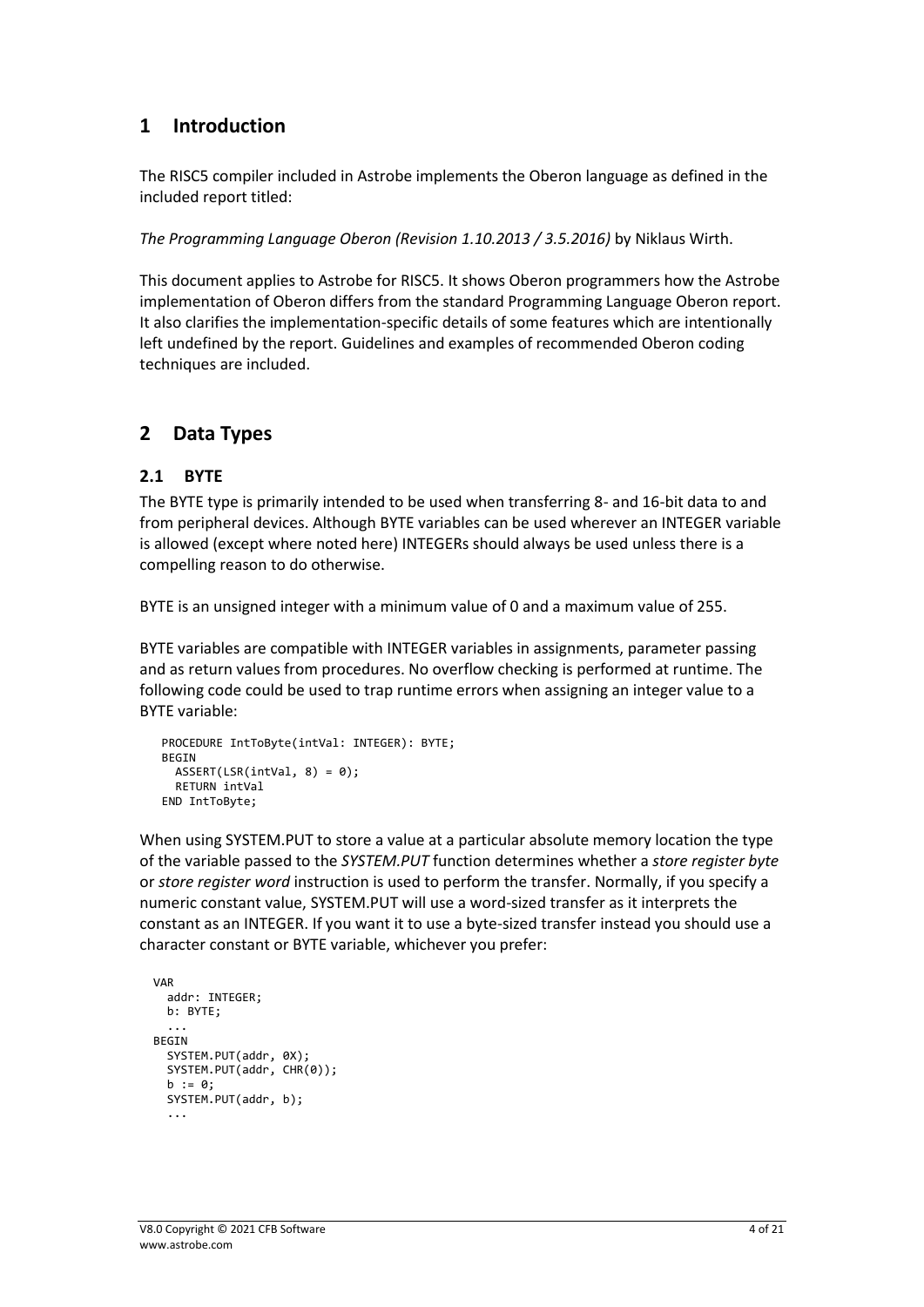## 1 Introduction

The RISC5 compiler included in Astrobe implements the Oberon language as defined in the included report titled:

*The Programming Language Oberon (Revision 1.10.2013 / 3.5.2016)* by Niklaus Wirth.

This document applies to Astrobe for RISC5. It shows Oberon programmers how the Astrobe implementation of Oberon differs from the standard Programming Language Oberon report. It also clarifies the implementation-specific details of some features which are intentionally left undefined by the report. Guidelines and examples of recommended Oberon coding techniques are included.

## 2 Data Types

### 2.1 BYTE

The BYTE type is primarily intended to be used when transferring 8- and 16-bit data to and from peripheral devices. Although BYTE variables can be used wherever an INTEGER variable is allowed (except where noted here) INTEGERs should always be used unless there is a compelling reason to do otherwise.

BYTE is an unsigned integer with a minimum value of 0 and a maximum value of 255.

BYTE variables are compatible with INTEGER variables in assignments, parameter passing and as return values from procedures. No overflow checking is performed at runtime. The following code could be used to trap runtime errors when assigning an integer value to a BYTE variable:

```
PROCEDURE IntToByte(intVal: INTEGER): BYTE;
BEGIN
  ASSERT(LSR(intVal, 8) = 0);
  RETURN intVal
END IntToByte;
```

When using SYSTEM.PUT to store a value at a particular absolute memory location the type of the variable passed to the *SYSTEM.PUT* function determines whether a *store register byte* or *store register word* instruction is used to perform the transfer. Normally, if you specify a numeric constant value, SYSTEM.PUT will use a word-sized transfer as it interprets the constant as an INTEGER. If you want it to use a byte-sized transfer instead you should use a character constant or BYTE variable, whichever you prefer:

```
VAR
  addr: INTEGER;
  b: BYTE;
  ...
BEGIN
  SYSTEM.PUT(addr, 0X);
  SYSTEM.PUT(addr, CHR(0));
  b := 0;
  SYSTEM.PUT(addr, b);
  ...
```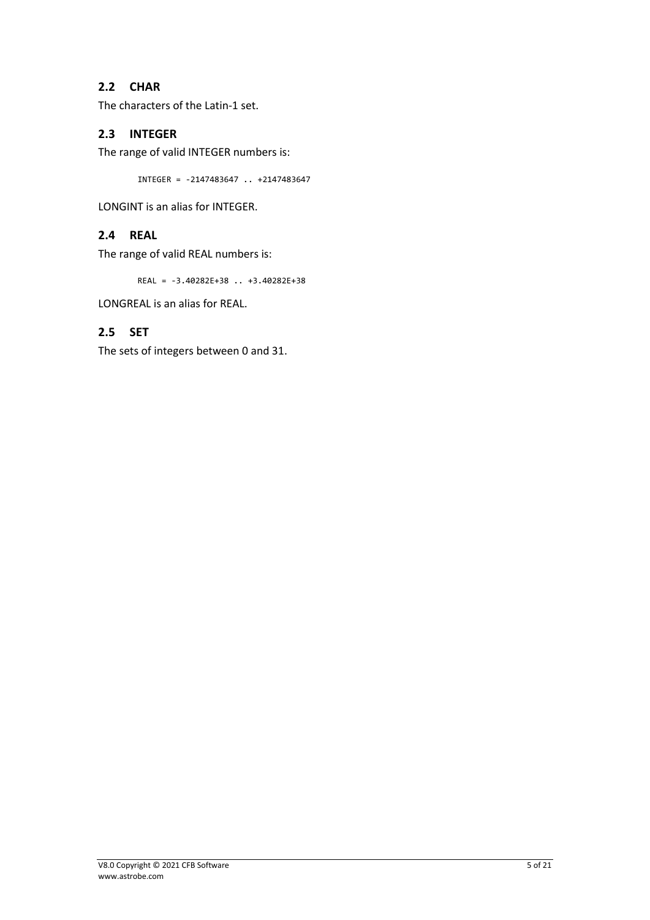## 2.2 CHAR

The characters of the Latin-1 set.

## 2.3 INTEGER

The range of valid INTEGER numbers is:

```
INTEGER = -2147483647 .. +2147483647
```

LONGINT is an alias for INTEGER.

## 2.4 REAL

The range of valid REAL numbers is:

```
REAL = -3.40282E+38 .. +3.40282E+38
```

LONGREAL is an alias for REAL.

## 2.5 SET

The sets of integers between 0 and 31.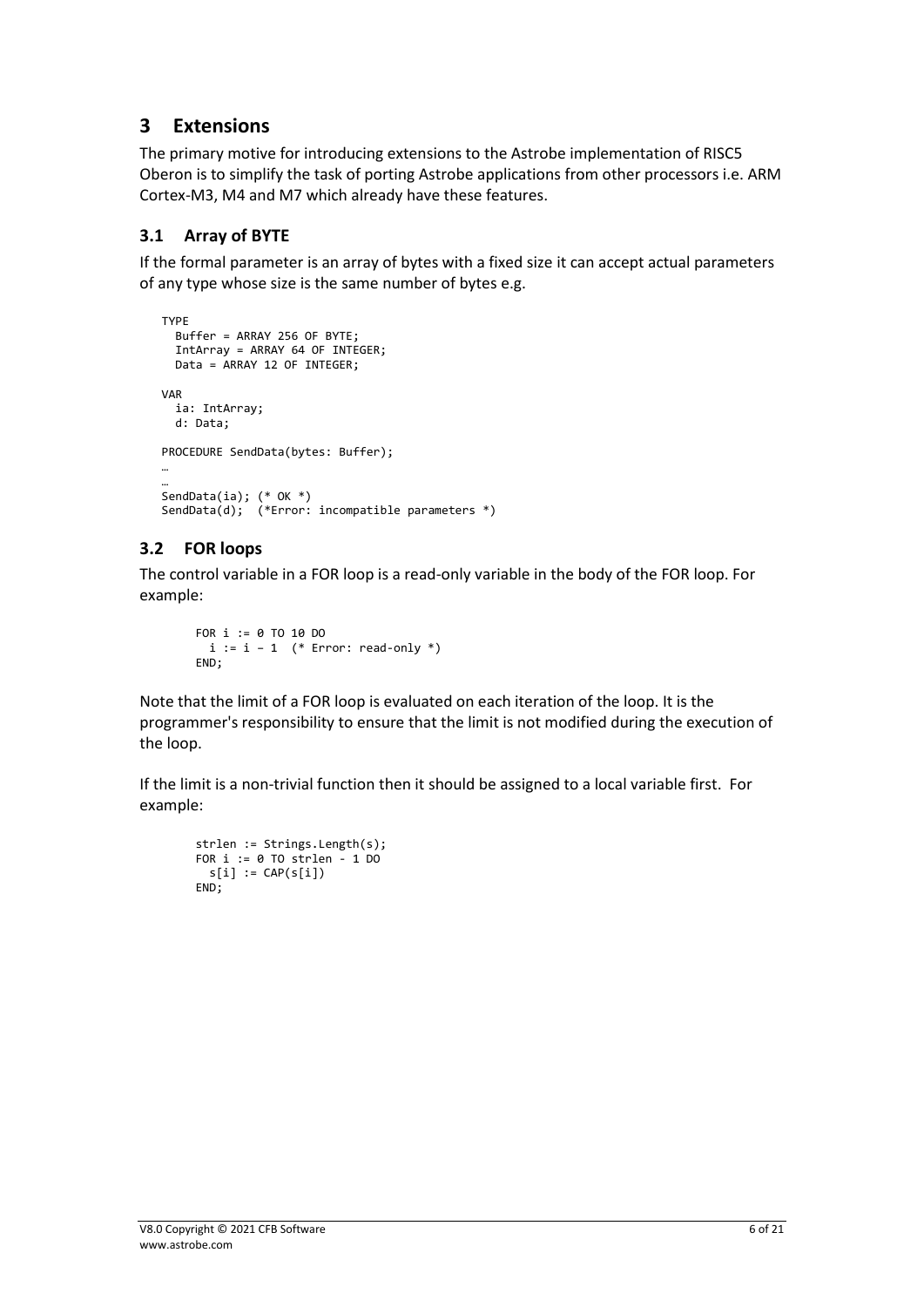## 3 Extensions

The primary motive for introducing extensions to the Astrobe implementation of RISC5 Oberon is to simplify the task of porting Astrobe applications from other processors i.e. ARM Cortex-M3, M4 and M7 which already have these features.

### 3.1 Array of BYTE

If the formal parameter is an array of bytes with a fixed size it can accept actual parameters of any type whose size is the same number of bytes e.g.

```
TYPE
  Buffer = ARRAY 256 OF BYTE;
  IntArray = ARRAY 64 OF INTEGER;
  Data = ARRAY 12 OF INTEGER;

VAR
  ia: IntArray;
  d: Data;

PROCEDURE SendData(bytes: Buffer);
…
…
SendData(ia); (* OK *)
SendData(d);  (*Error: incompatible parameters *)
```

### 3.2 FOR loops

The control variable in a FOR loop is a read-only variable in the body of the FOR loop. For example:

```
FOR i := 0 TO 10 DO
  i := i – 1  (* Error: read-only *)
END;
```

Note that the limit of a FOR loop is evaluated on each iteration of the loop. It is the programmer's responsibility to ensure that the limit is not modified during the execution of the loop.

If the limit is a non-trivial function then it should be assigned to a local variable first. For example:

```
strlen := Strings.Length(s);
FOR i := 0 TO strlen - 1 DO
  s[i] := CAP(s[i])
END;
```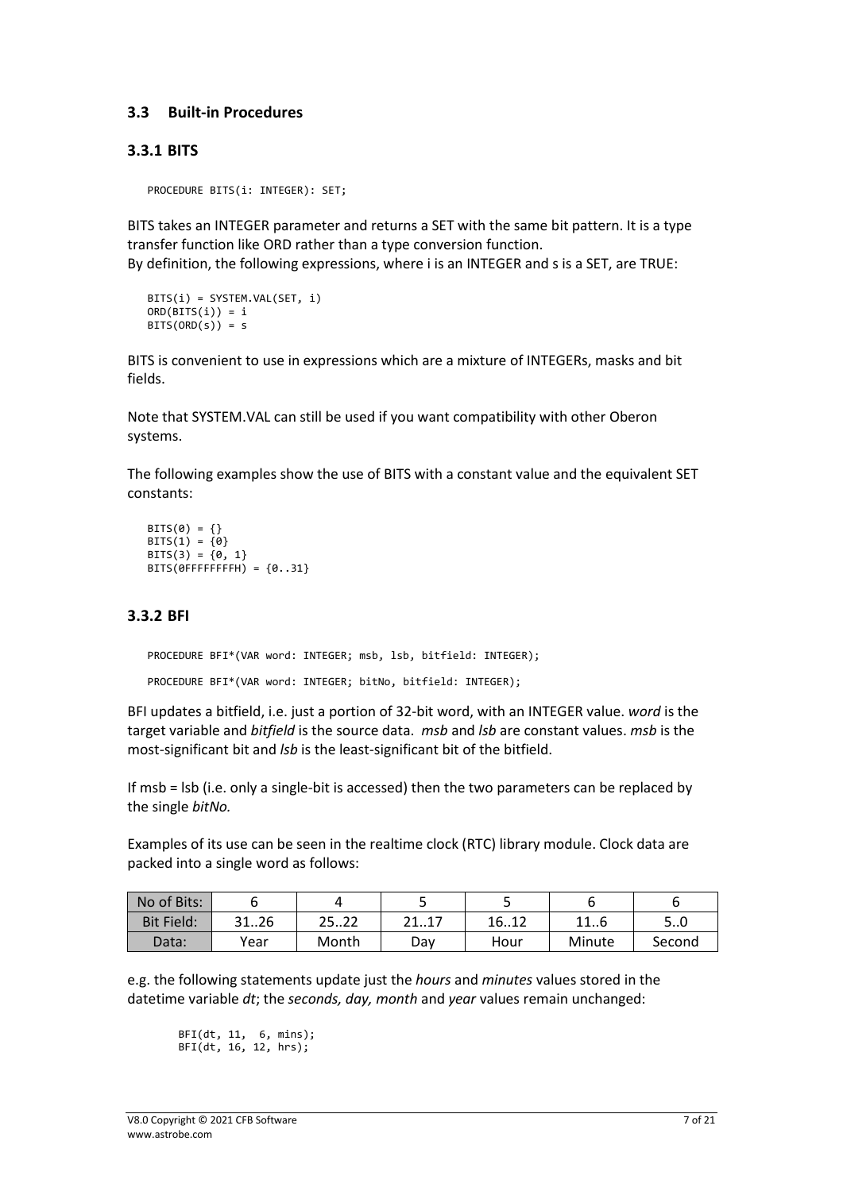## 3.3 Built-in Procedures

### 3.3.1 BITS

```
PROCEDURE BITS(i: INTEGER): SET;
```

BITS takes an INTEGER parameter and returns a SET with the same bit pattern. It is a type transfer function like ORD rather than a type conversion function.
By definition, the following expressions, where i is an INTEGER and s is a SET, are TRUE:

```
BITS(i) = SYSTEM.VAL(SET, i)
ORD(BITS(i)) = i
BITS(ORD(s)) = s
```

BITS is convenient to use in expressions which are a mixture of INTEGERs, masks and bit fields.

Note that SYSTEM.VAL can still be used if you want compatibility with other Oberon systems.

The following examples show the use of BITS with a constant value and the equivalent SET constants:

```
BITS(0) = {}
BITS(1) = {0}
BITS(3) = {0, 1}
BITS(0FFFFFFFFH) = {0..31}
```

### 3.3.2 BFI

```
PROCEDURE BFI*(VAR word: INTEGER; msb, lsb, bitfield: INTEGER);

PROCEDURE BFI*(VAR word: INTEGER; bitNo, bitfield: INTEGER);
```

BFI updates a bitfield, i.e. just a portion of 32-bit word, with an INTEGER value. *word* is the target variable and *bitfield* is the source data. *msb* and *lsb* are constant values. *msb* is the most-significant bit and *lsb* is the least-significant bit of the bitfield.

If msb = lsb (i.e. only a single-bit is accessed) then the two parameters can be replaced by the single *bitNo.*

Examples of its use can be seen in the realtime clock (RTC) library module. Clock data are packed into a single word as follows:

| No of Bits: | 6 | 4 | 5 | 5 | 6 | 6 |
|---|---|---|---|---|---|---|
| Bit Field: | 31..26 | 25..22 | 21..17 | 16..12 | 11..6 | 5..0 |
| Data: | Year | Month | Day | Hour | Minute | Second |

e.g. the following statements update just the *hours* and *minutes* values stored in the datetime variable *dt*; the *seconds, day, month* and *year* values remain unchanged:

```
BFI(dt, 11,  6, mins);
BFI(dt, 16, 12, hrs);
```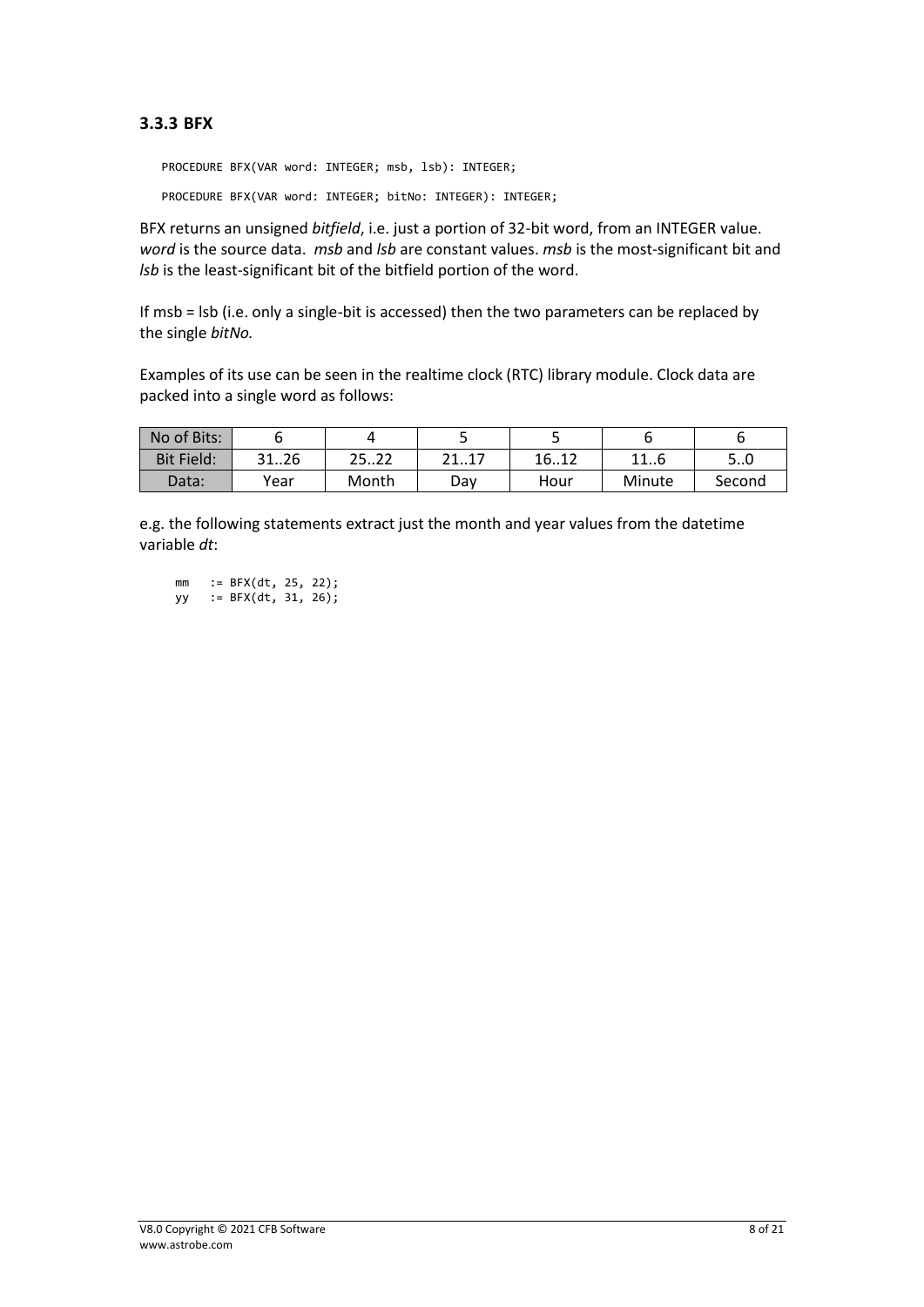### 3.3.3 BFX

```
PROCEDURE BFX(VAR word: INTEGER; msb, lsb): INTEGER;

PROCEDURE BFX(VAR word: INTEGER; bitNo: INTEGER)): INTEGER;
```

BFX returns an unsigned *bitfield*, i.e. just a portion of 32-bit word, from an INTEGER value. *word* is the source data. *msb* and *lsb* are constant values. *msb* is the most-significant bit and *lsb* is the least-significant bit of the bitfield portion of the word.

If msb = lsb (i.e. only a single-bit is accessed) then the two parameters can be replaced by the single *bitNo.*

Examples of its use can be seen in the realtime clock (RTC) library module. Clock data are packed into a single word as follows:

| No of Bits: | 6 | 4 | 5 | 5 | 6 | 6 |
|---|---|---|---|---|---|---|
| Bit Field: | 31..26 | 25..22 | 21..17 | 16..12 | 11..6 | 5..0 |
| Data: | Year | Month | Day | Hour | Minute | Second |

e.g. the following statements extract just the month and year values from the datetime variable *dt*:

```
mm   := BFX(dt, 25, 22);
yy   := BFX(dt, 31, 26);
```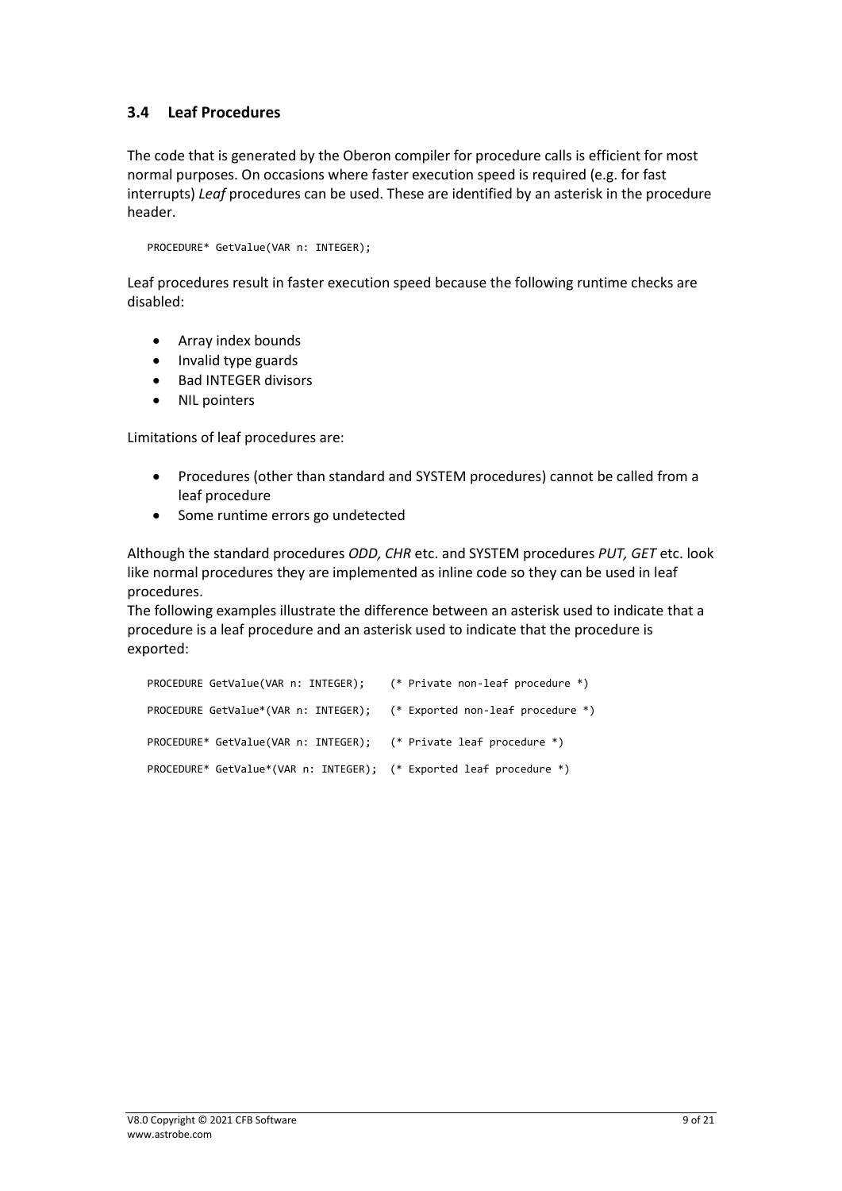### 3.4 Leaf Procedures

The code that is generated by the Oberon compiler for procedure calls is efficient for most normal purposes. On occasions where faster execution speed is required (e.g. for fast interrupts) *Leaf* procedures can be used. These are identified by an asterisk in the procedure header.

```
PROCEDURE* GetValue(VAR n: INTEGER);
```

Leaf procedures result in faster execution speed because the following runtime checks are disabled:

- Array index bounds
- Invalid type guards
- Bad INTEGER divisors
- NIL pointers

Limitations of leaf procedures are:

- Procedures (other than standard and SYSTEM procedures) cannot be called from a leaf procedure
- Some runtime errors go undetected

Although the standard procedures *ODD, CHR* etc. and SYSTEM procedures *PUT, GET* etc. look like normal procedures they are implemented as inline code so they can be used in leaf procedures.
The following examples illustrate the difference between an asterisk used to indicate that a procedure is a leaf procedure and an asterisk used to indicate that the procedure is exported:

```
PROCEDURE GetValue(VAR n: INTEGER);    (* Private non-leaf procedure *)

PROCEDURE GetValue*(VAR n: INTEGER);   (* Exported non-leaf procedure *)

PROCEDURE* GetValue(VAR n: INTEGER);   (* Private leaf procedure *)

PROCEDURE* GetValue*(VAR n: INTEGER);  (* Exported leaf procedure *)
```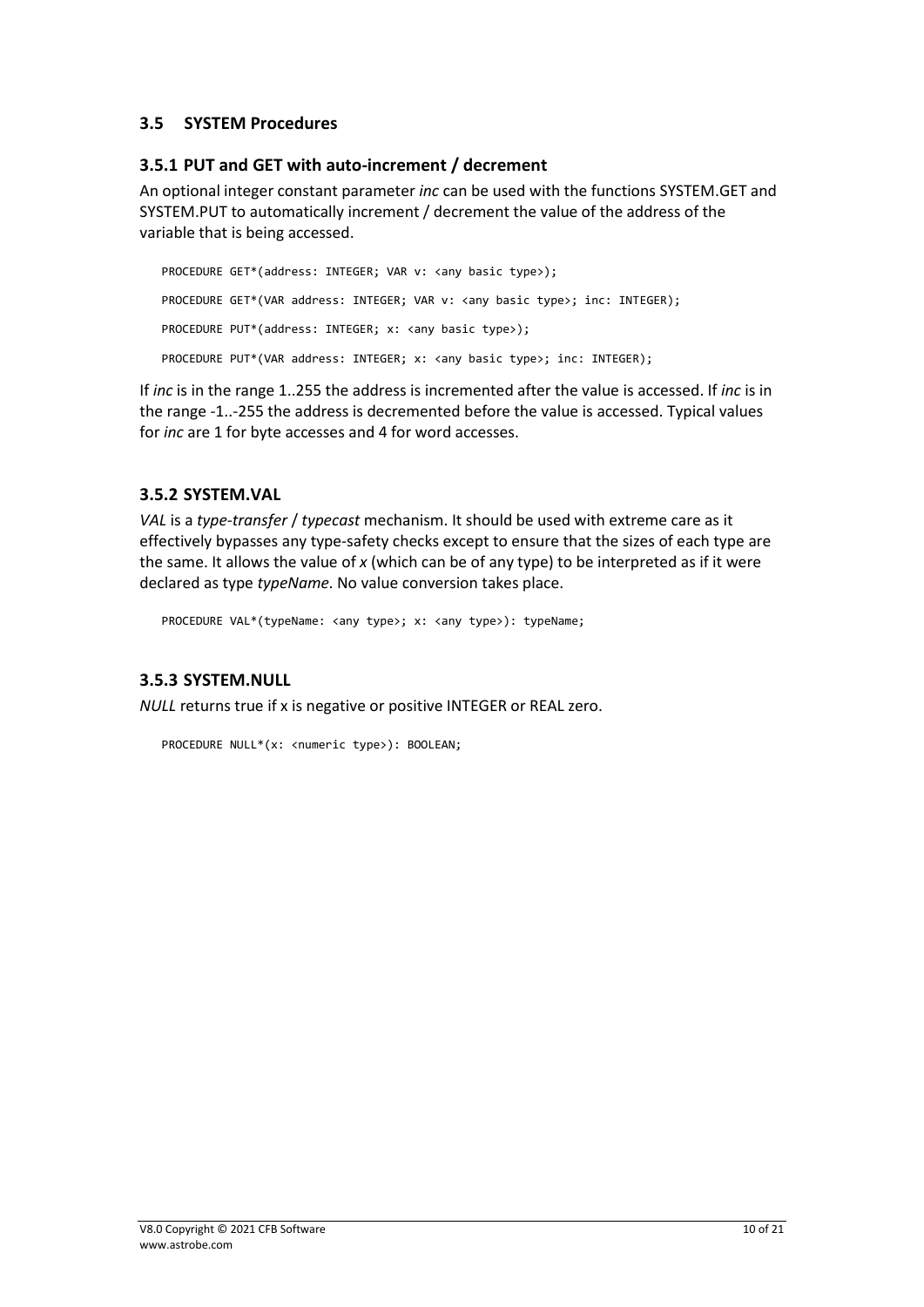## 3.5 SYSTEM Procedures

### 3.5.1 PUT and GET with auto-increment / decrement

An optional integer constant parameter *inc* can be used with the functions SYSTEM.GET and SYSTEM.PUT to automatically increment / decrement the value of the address of the variable that is being accessed.

```
PROCEDURE GET*(address: INTEGER; VAR v: <any basic type>);

PROCEDURE GET*(VAR address: INTEGER; VAR v: <any basic type>; inc: INTEGER);

PROCEDURE PUT*(address: INTEGER; x: <any basic type>);

PROCEDURE PUT*(VAR address: INTEGER; x: <any basic type>; inc: INTEGER);
```

If *inc* is in the range 1..255 the address is incremented after the value is accessed. If *inc* is in the range -1..-255 the address is decremented before the value is accessed. Typical values for *inc* are 1 for byte accesses and 4 for word accesses.

### 3.5.2 SYSTEM.VAL

*VAL* is a *type-transfer* / *typecast* mechanism. It should be used with extreme care as it effectively bypasses any type-safety checks except to ensure that the sizes of each type are the same. It allows the value of *x* (which can be of any type) to be interpreted as if it were declared as type *typeName*. No value conversion takes place.

```
PROCEDURE VAL*(typeName: <any type>; x: <any type>): typeName;
```

### 3.5.3 SYSTEM.NULL

*NULL* returns true if x is negative or positive INTEGER or REAL zero.

```
PROCEDURE NULL*(x: <numeric type>): BOOLEAN;
```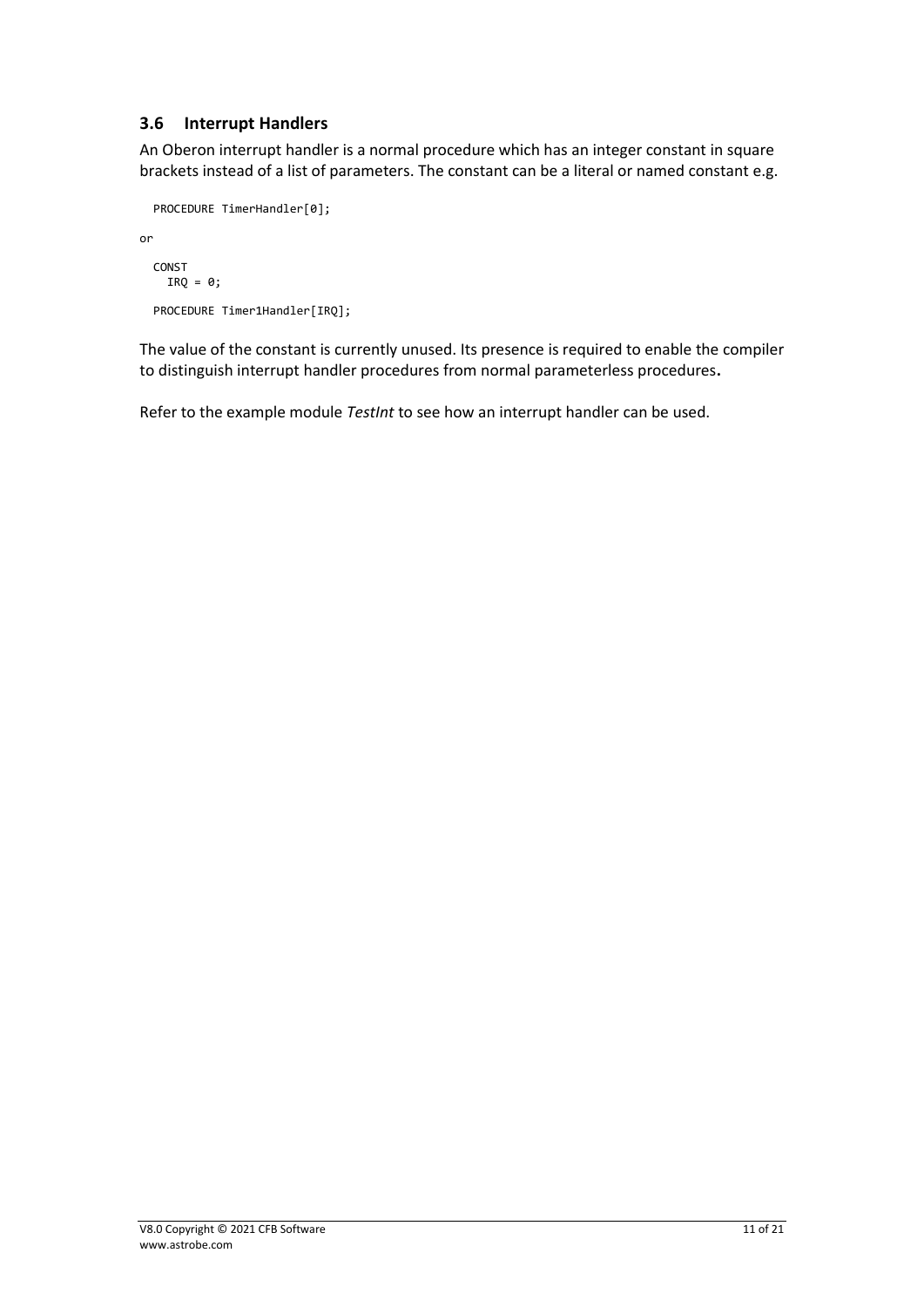### 3.6 Interrupt Handlers

An Oberon interrupt handler is a normal procedure which has an integer constant in square brackets instead of a list of parameters. The constant can be a literal or named constant e.g.

```
  PROCEDURE TimerHandler[0];
```

or

```
  CONST
    IRQ = 0;

  PROCEDURE Timer1Handler[IRQ];
```

The value of the constant is currently unused. Its presence is required to enable the compiler to distinguish interrupt handler procedures from normal parameterless procedures**.**

Refer to the example module *TestInt* to see how an interrupt handler can be used.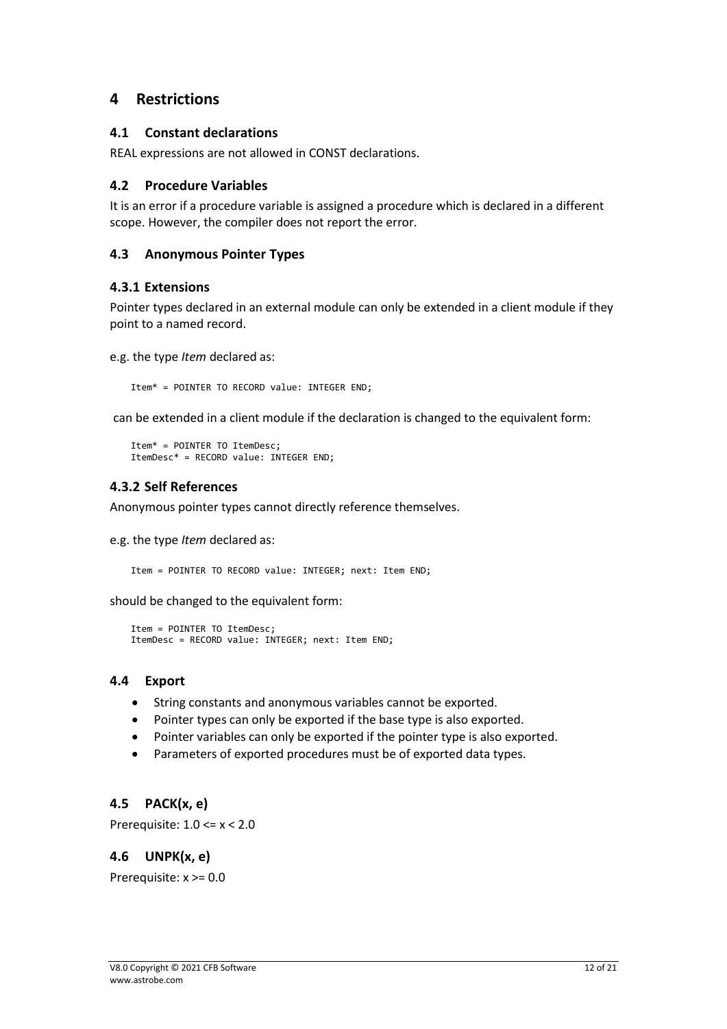# 4 Restrictions

## 4.1 Constant declarations

REAL expressions are not allowed in CONST declarations.

## 4.2 Procedure Variables

It is an error if a procedure variable is assigned a procedure which is declared in a different scope. However, the compiler does not report the error.

## 4.3 Anonymous Pointer Types

### 4.3.1 Extensions

Pointer types declared in an external module can only be extended in a client module if they point to a named record.

e.g. the type *Item* declared as:

```
Item* = POINTER TO RECORD value: INTEGER END;
```

can be extended in a client module if the declaration is changed to the equivalent form:

```
Item* = POINTER TO ItemDesc;
ItemDesc* = RECORD value: INTEGER END;
```

### 4.3.2 Self References

Anonymous pointer types cannot directly reference themselves.

e.g. the type *Item* declared as:

```
Item = POINTER TO RECORD value: INTEGER; next: Item END;
```

should be changed to the equivalent form:

```
Item = POINTER TO ItemDesc;
ItemDesc = RECORD value: INTEGER; next: Item END;
```

## 4.4 Export

- String constants and anonymous variables cannot be exported.
- Pointer types can only be exported if the base type is also exported.
- Pointer variables can only be exported if the pointer type is also exported.
- Parameters of exported procedures must be of exported data types.

## 4.5 PACK(x, e)

Prerequisite: 1.0 <= x < 2.0

## 4.6 UNPK(x, e)

Prerequisite: x >= 0.0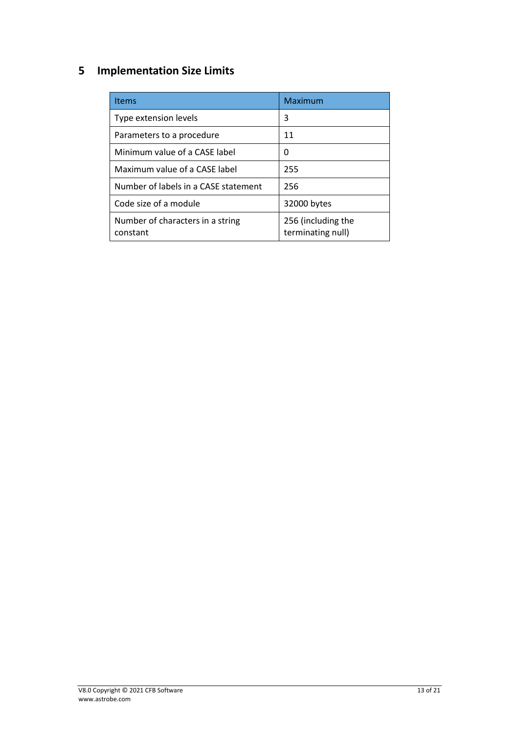# 5 Implementation Size Limits

| Items | Maximum |
| --- | --- |
| Type extension levels | 3 |
| Parameters to a procedure | 11 |
| Minimum value of a CASE label | 0 |
| Maximum value of a CASE label | 255 |
| Number of labels in a CASE statement | 256 |
| Code size of a module | 32000 bytes |
| Number of characters in a string constant | 256 (including the terminating null) |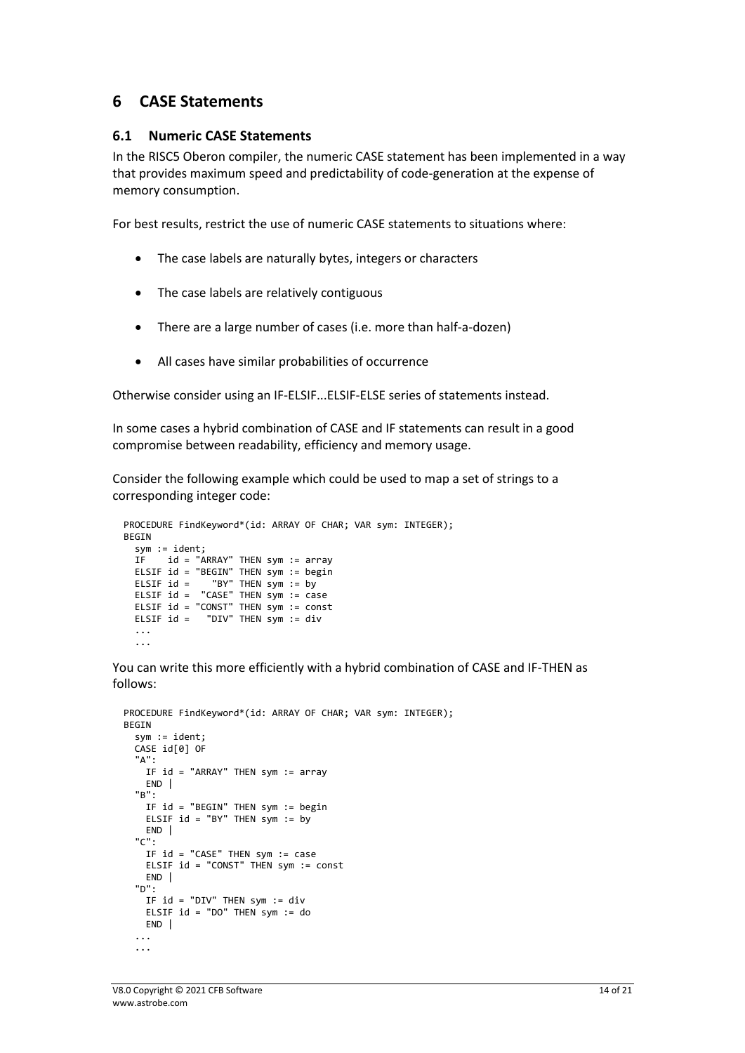# 6 CASE Statements

## 6.1 Numeric CASE Statements

In the RISC5 Oberon compiler, the numeric CASE statement has been implemented in a way that provides maximum speed and predictability of code-generation at the expense of memory consumption.

For best results, restrict the use of numeric CASE statements to situations where:

- The case labels are naturally bytes, integers or characters
- The case labels are relatively contiguous
- There are a large number of cases (i.e. more than half-a-dozen)
- All cases have similar probabilities of occurrence

Otherwise consider using an IF-ELSIF...ELSIF-ELSE series of statements instead.

In some cases a hybrid combination of CASE and IF statements can result in a good compromise between readability, efficiency and memory usage.

Consider the following example which could be used to map a set of strings to a corresponding integer code:

```
PROCEDURE FindKeyword*(id: ARRAY OF CHAR; VAR sym: INTEGER);
BEGIN
  sym := ident;
  IF    id = "ARRAY" THEN sym := array
  ELSIF id = "BEGIN" THEN sym := begin
  ELSIF id =    "BY" THEN sym := by
  ELSIF id =  "CASE" THEN sym := case
  ELSIF id = "CONST" THEN sym := const
  ELSIF id =   "DIV" THEN sym := div
  ...
  ...
```

You can write this more efficiently with a hybrid combination of CASE and IF-THEN as follows:

```
PROCEDURE FindKeyword*(id: ARRAY OF CHAR; VAR sym: INTEGER);
BEGIN
  sym := ident;
  CASE id[0] OF
  "A":
    IF id = "ARRAY" THEN sym := array
    END |
  "B":
    IF id = "BEGIN" THEN sym := begin
    ELSIF id = "BY" THEN sym := by
    END |
  "C":
    IF id = "CASE" THEN sym := case
    ELSIF id = "CONST" THEN sym := const
    END |
  "D":
    IF id = "DIV" THEN sym := div
    ELSIF id = "DO" THEN sym := do
    END |
  ...
  ...
```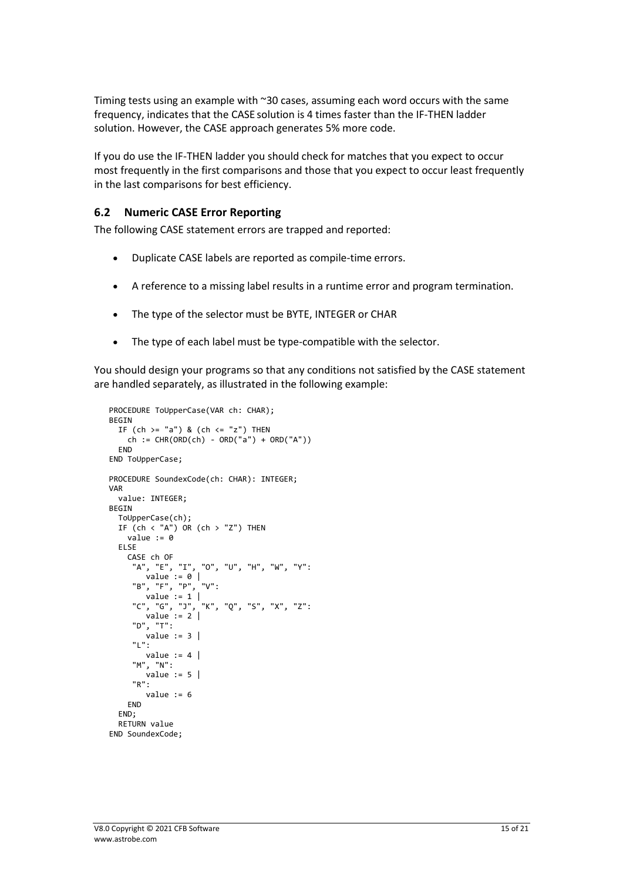Timing tests using an example with ~30 cases, assuming each word occurs with the same frequency, indicates that the CASE solution is 4 times faster than the IF-THEN ladder solution. However, the CASE approach generates 5% more code.

If you do use the IF-THEN ladder you should check for matches that you expect to occur most frequently in the first comparisons and those that you expect to occur least frequently in the last comparisons for best efficiency.

## 6.2 Numeric CASE Error Reporting

The following CASE statement errors are trapped and reported:

- Duplicate CASE labels are reported as compile-time errors.
- A reference to a missing label results in a runtime error and program termination.
- The type of the selector must be BYTE, INTEGER or CHAR
- The type of each label must be type-compatible with the selector.

You should design your programs so that any conditions not satisfied by the CASE statement are handled separately, as illustrated in the following example:

```
PROCEDURE ToUpperCase(VAR ch: CHAR);
BEGIN
  IF (ch >= "a") & (ch <= "z") THEN
    ch := CHR(ORD(ch) - ORD("a") + ORD("A"))
  END
END ToUpperCase;

PROCEDURE SoundexCode(ch: CHAR): INTEGER;
VAR
  value: INTEGER;
BEGIN
  ToUpperCase(ch);
  IF (ch < "A") OR (ch > "Z") THEN
    value := 0
  ELSE
    CASE ch OF
     "A", "E", "I", "O", "U", "H", "W", "Y":
        value := 0 |
     "B", "F", "P", "V":
        value := 1 |
     "C", "G", "J", "K", "Q", "S", "X", "Z":
        value := 2 |
     "D", "T":
        value := 3 |
     "L":
        value := 4 |
     "M", "N":
        value := 5 |
     "R":
        value := 6
    END
  END;
  RETURN value
END SoundexCode;
```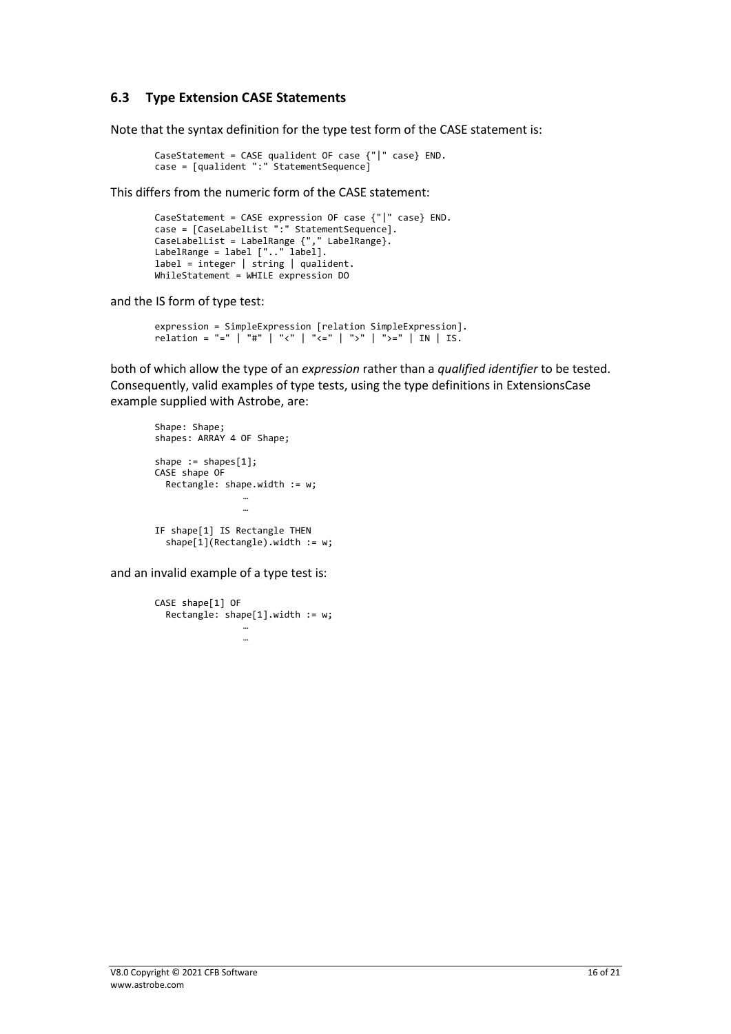### 6.3 Type Extension CASE Statements

Note that the syntax definition for the type test form of the CASE statement is:

```
CaseStatement = CASE qualident OF case {"|" case} END.
case = [qualident ":" StatementSequence]
```

This differs from the numeric form of the CASE statement:

```
CaseStatement = CASE expression OF case {"|" case} END.
case = [CaseLabelList ":" StatementSequence].
CaseLabelList = LabelRange {"," LabelRange}.
LabelRange = label [".." label].
label = integer | string | qualident.
WhileStatement = WHILE expression DO
```

and the IS form of type test:

```
expression = SimpleExpression [relation SimpleExpression].
relation = "=" | "#" | "<" | "<=" | ">" | ">=" | IN | IS.
```

both of which allow the type of an *expression* rather than a *qualified identifier* to be tested. Consequently, valid examples of type tests, using the type definitions in ExtensionsCase example supplied with Astrobe, are:

```
Shape: Shape;
shapes: ARRAY 4 OF Shape;

shape := shapes[1];
CASE shape OF
  Rectangle: shape.width := w;
              …
              …

IF shape[1] IS Rectangle THEN
  shape[1](Rectangle).width := w;
```

and an invalid example of a type test is:

```
CASE shape[1] OF
  Rectangle: shape[1].width := w;
              …
              …
```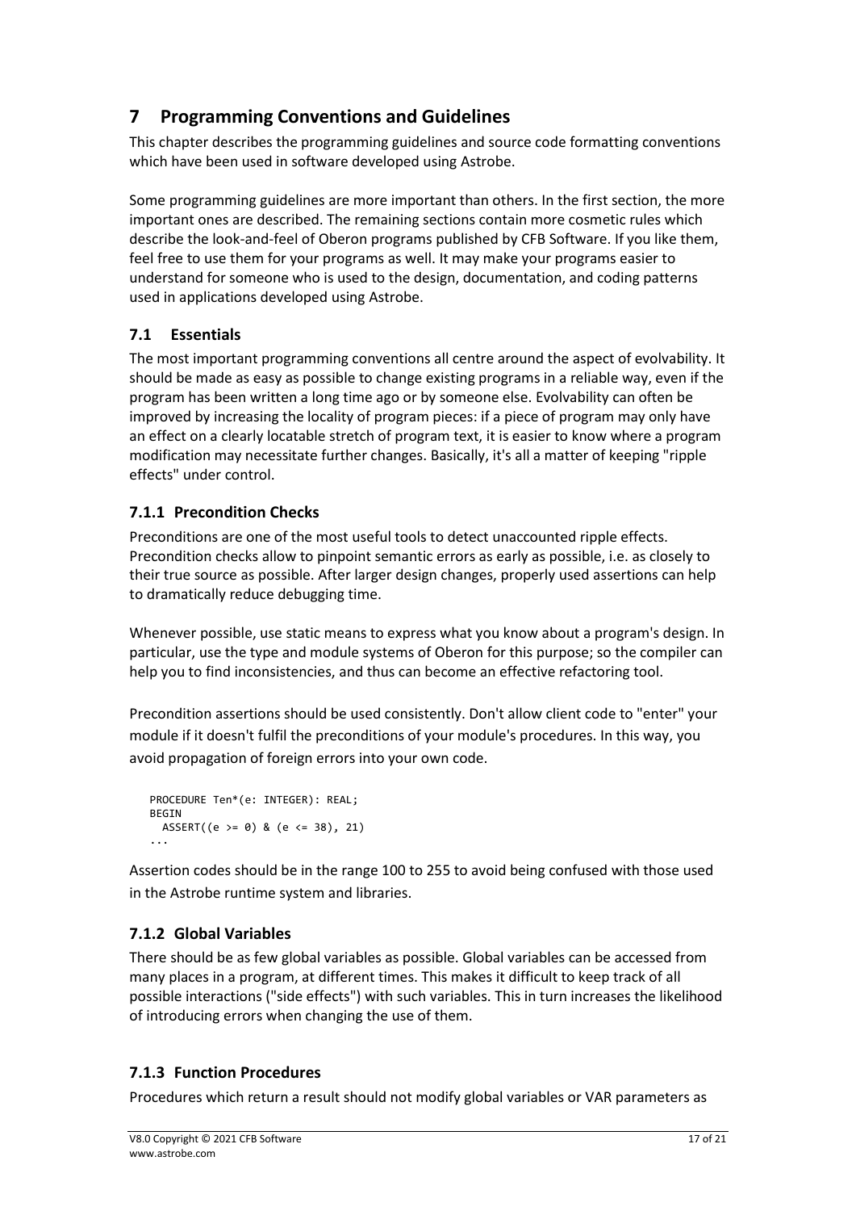# 7 Programming Conventions and Guidelines

This chapter describes the programming guidelines and source code formatting conventions which have been used in software developed using Astrobe.

Some programming guidelines are more important than others. In the first section, the more important ones are described. The remaining sections contain more cosmetic rules which describe the look-and-feel of Oberon programs published by CFB Software. If you like them, feel free to use them for your programs as well. It may make your programs easier to understand for someone who is used to the design, documentation, and coding patterns used in applications developed using Astrobe.

## 7.1 Essentials

The most important programming conventions all centre around the aspect of evolvability. It should be made as easy as possible to change existing programs in a reliable way, even if the program has been written a long time ago or by someone else. Evolvability can often be improved by increasing the locality of program pieces: if a piece of program may only have an effect on a clearly locatable stretch of program text, it is easier to know where a program modification may necessitate further changes. Basically, it's all a matter of keeping "ripple effects" under control.

### 7.1.1 Precondition Checks

Preconditions are one of the most useful tools to detect unaccounted ripple effects. Precondition checks allow to pinpoint semantic errors as early as possible, i.e. as closely to their true source as possible. After larger design changes, properly used assertions can help to dramatically reduce debugging time.

Whenever possible, use static means to express what you know about a program's design. In particular, use the type and module systems of Oberon for this purpose; so the compiler can help you to find inconsistencies, and thus can become an effective refactoring tool.

Precondition assertions should be used consistently. Don't allow client code to "enter" your module if it doesn't fulfil the preconditions of your module's procedures. In this way, you avoid propagation of foreign errors into your own code.

```
PROCEDURE Ten*(e: INTEGER): REAL;
BEGIN
  ASSERT((e >= 0) & (e <= 38), 21)
...
```

Assertion codes should be in the range 100 to 255 to avoid being confused with those used in the Astrobe runtime system and libraries.

### 7.1.2 Global Variables

There should be as few global variables as possible. Global variables can be accessed from many places in a program, at different times. This makes it difficult to keep track of all possible interactions ("side effects") with such variables. This in turn increases the likelihood of introducing errors when changing the use of them.

### 7.1.3 Function Procedures

Procedures which return a result should not modify global variables or VAR parameters as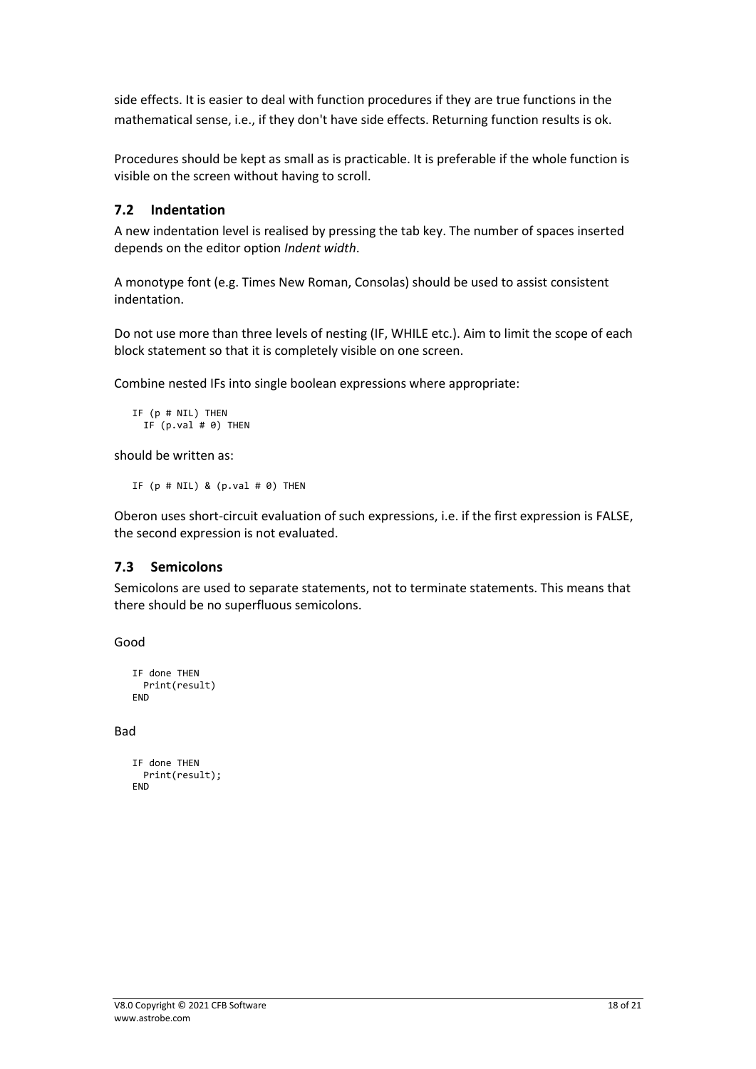side effects. It is easier to deal with function procedures if they are true functions in the mathematical sense, i.e., if they don't have side effects. Returning function results is ok.

Procedures should be kept as small as is practicable. It is preferable if the whole function is visible on the screen without having to scroll.

### 7.2 Indentation

A new indentation level is realised by pressing the tab key. The number of spaces inserted depends on the editor option *Indent width*.

A monotype font (e.g. Times New Roman, Consolas) should be used to assist consistent indentation.

Do not use more than three levels of nesting (IF, WHILE etc.). Aim to limit the scope of each block statement so that it is completely visible on one screen.

Combine nested IFs into single boolean expressions where appropriate:

```
IF (p # NIL) THEN
  IF (p.val # 0) THEN
```

should be written as:

```
IF (p # NIL) & (p.val # 0) THEN
```

Oberon uses short-circuit evaluation of such expressions, i.e. if the first expression is FALSE, the second expression is not evaluated.

### 7.3 Semicolons

Semicolons are used to separate statements, not to terminate statements. This means that there should be no superfluous semicolons.

Good

```
IF done THEN
  Print(result)
END
```

Bad

```
IF done THEN
  Print(result);
END
```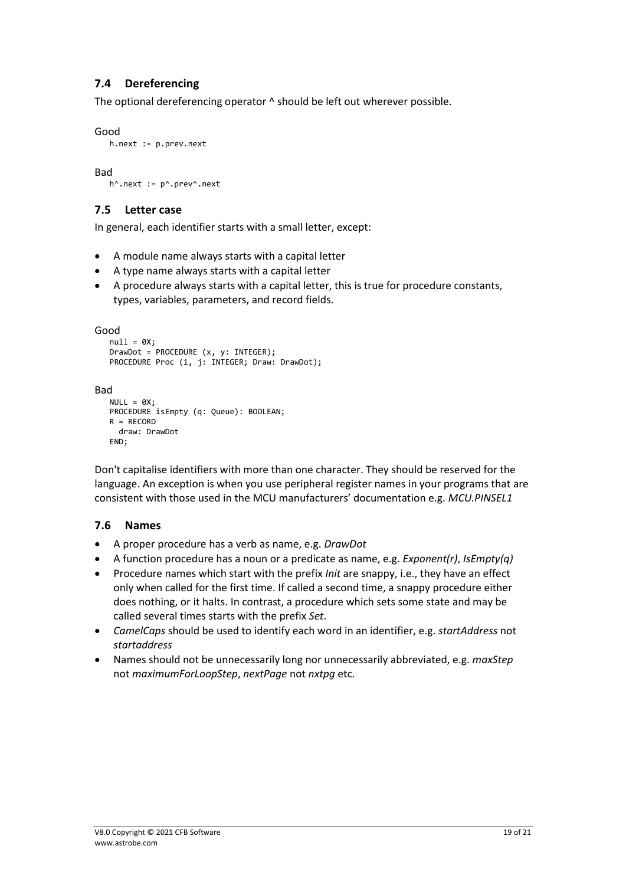## 7.4 Dereferencing

The optional dereferencing operator ^ should be left out wherever possible.

Good

```
h.next := p.prev.next
```

Bad

```
h^.next := p^.prev^.next
```

## 7.5 Letter case

In general, each identifier starts with a small letter, except:

- A module name always starts with a capital letter
- A type name always starts with a capital letter
- A procedure always starts with a capital letter, this is true for procedure constants, types, variables, parameters, and record fields.

Good

```
null = 0X;
DrawDot = PROCEDURE (x, y: INTEGER);
PROCEDURE Proc (i, j: INTEGER; Draw: DrawDot);
```

Bad

```
NULL = 0X;
PROCEDURE isEmpty (q: Queue): BOOLEAN;
R = RECORD
  draw: DrawDot
END;
```

Don't capitalise identifiers with more than one character. They should be reserved for the language. An exception is when you use peripheral register names in your programs that are consistent with those used in the MCU manufacturers' documentation e.g. *MCU.PINSEL1*

## 7.6 Names

- A proper procedure has a verb as name, e.g. *DrawDot*
- A function procedure has a noun or a predicate as name, e.g. *Exponent(r)*, *IsEmpty(q)*
- Procedure names which start with the prefix *Init* are snappy, i.e., they have an effect only when called for the first time. If called a second time, a snappy procedure either does nothing, or it halts. In contrast, a procedure which sets some state and may be called several times starts with the prefix *Set*.
- *CamelCaps* should be used to identify each word in an identifier, e.g. *startAddress* not *startaddress*
- Names should not be unnecessarily long nor unnecessarily abbreviated, e.g. *maxStep* not *maximumForLoopStep*, *nextPage* not *nxtpg* etc.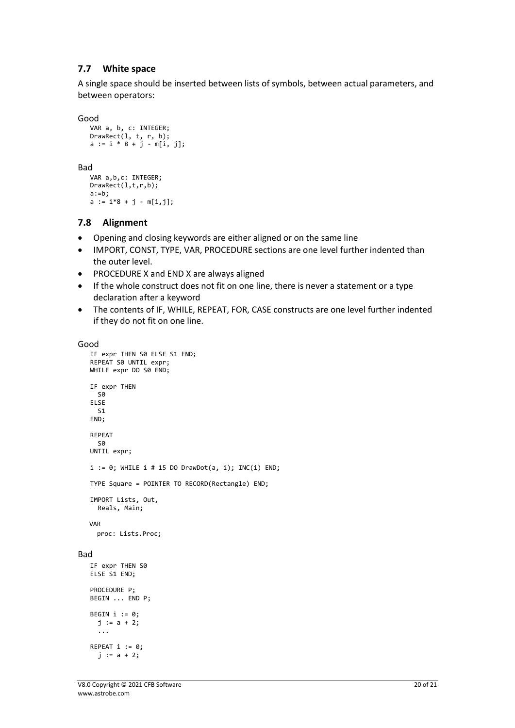### 7.7 White space

A single space should be inserted between lists of symbols, between actual parameters, and between operators:

Good

```
VAR a, b, c: INTEGER;
DrawRect(l, t, r, b);
a := i * 8 + j - m[i, j];
```

Bad

```
VAR a,b,c: INTEGER;
DrawRect(l,t,r,b);
a:=b;
a := i*8 + j - m[i,j];
```

### 7.8 Alignment

- Opening and closing keywords are either aligned or on the same line
- IMPORT, CONST, TYPE, VAR, PROCEDURE sections are one level further indented than the outer level.
- PROCEDURE X and END X are always aligned
- If the whole construct does not fit on one line, there is never a statement or a type declaration after a keyword
- The contents of IF, WHILE, REPEAT, FOR, CASE constructs are one level further indented if they do not fit on one line.

Good

```
IF expr THEN S0 ELSE S1 END;
REPEAT S0 UNTIL expr;
WHILE expr DO S0 END;

IF expr THEN
  S0
ELSE
  S1
END;

REPEAT
  S0
UNTIL expr;

i := 0; WHILE i # 15 DO DrawDot(a, i); INC(i) END;

TYPE Square = POINTER TO RECORD(Rectangle) END;

IMPORT Lists, Out,
  Reals, Main;

VAR
  proc: Lists.Proc;
```

Bad

```
IF expr THEN S0
ELSE S1 END;

PROCEDURE P;
BEGIN ... END P;

BEGIN i := 0;
  j := a + 2;
  ...

REPEAT i := 0;
  j := a + 2;
```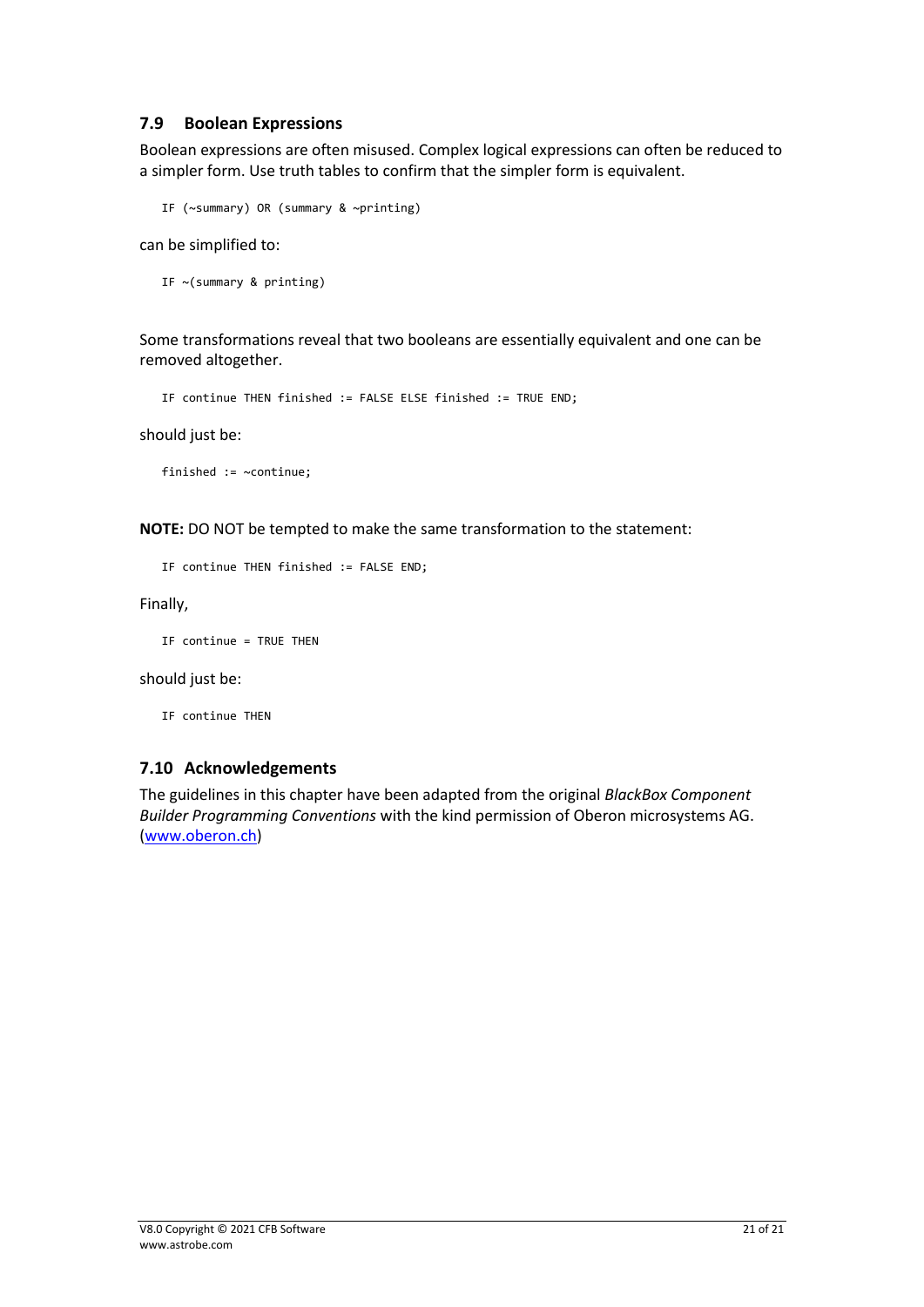### 7.9 Boolean Expressions

Boolean expressions are often misused. Complex logical expressions can often be reduced to a simpler form. Use truth tables to confirm that the simpler form is equivalent.

```
IF (~summary) OR (summary & ~printing)
```

can be simplified to:

```
IF ~(summary & printing)
```

Some transformations reveal that two booleans are essentially equivalent and one can be removed altogether.

```
IF continue THEN finished := FALSE ELSE finished := TRUE END;
```

should just be:

```
finished := ~continue;
```

**NOTE:** DO NOT be tempted to make the same transformation to the statement:

```
IF continue THEN finished := FALSE END;
```

Finally,

```
IF continue = TRUE THEN
```

should just be:

```
IF continue THEN
```

### 7.10 Acknowledgements

The guidelines in this chapter have been adapted from the original *BlackBox Component Builder Programming Conventions* with the kind permission of Oberon microsystems AG. (www.oberon.ch)